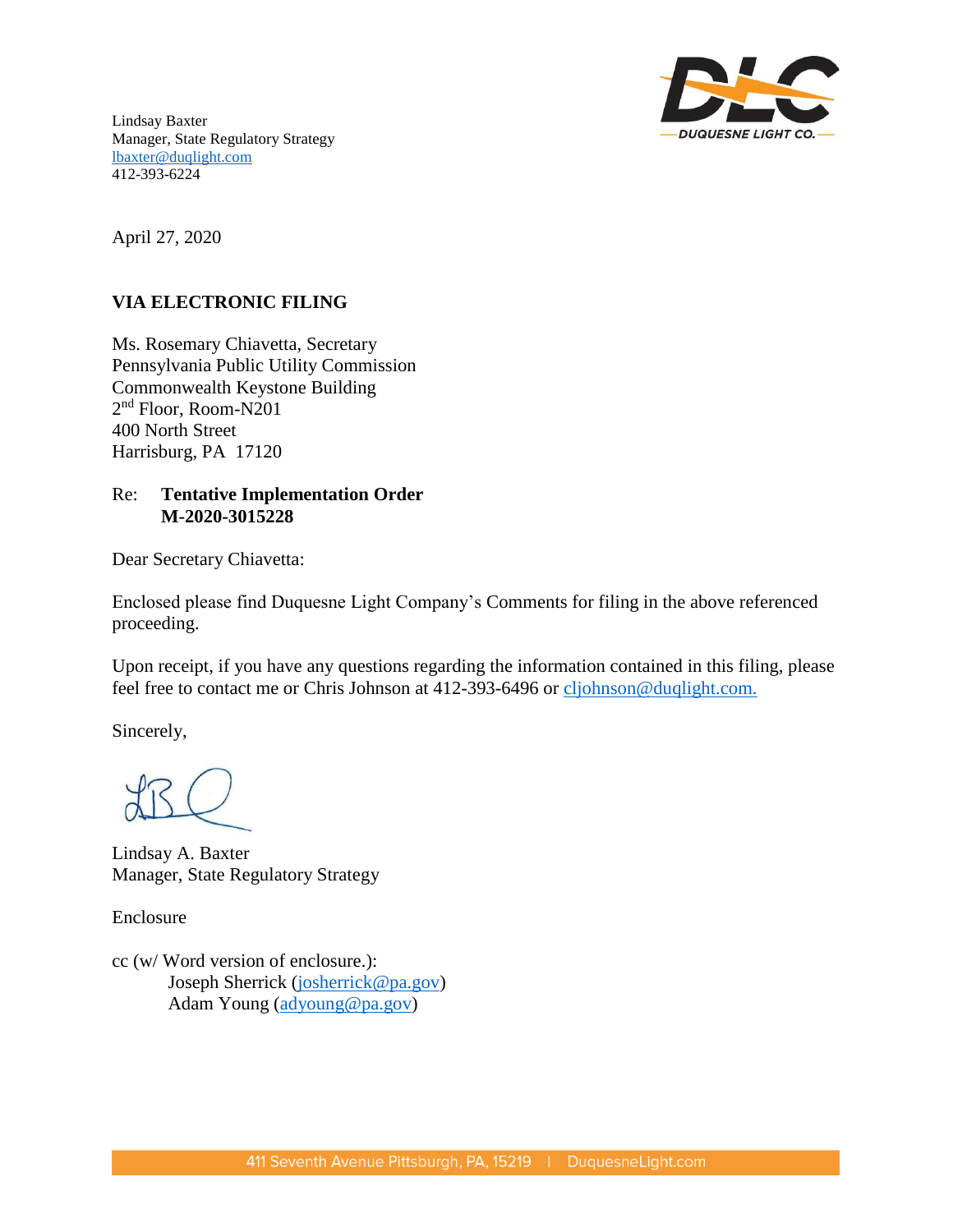Lindsay Baxter
Manager, State Regulatory Strategy
lbaxter@duqlight.com
412-393-6224

April 27, 2020

**VIA ELECTRONIC FILING**

Ms. Rosemary Chiavetta, Secretary
Pennsylvania Public Utility Commission
Commonwealth Keystone Building
2nd Floor, Room-N201
400 North Street
Harrisburg, PA 17120

Re: **Tentative Implementation Order**
**M-2020-3015228**

Dear Secretary Chiavetta:

Enclosed please find Duquesne Light Company's Comments for filing in the above referenced proceeding.

Upon receipt, if you have any questions regarding the information contained in this filing, please feel free to contact me or Chris Johnson at 412-393-6496 or cljohnson@duqlight.com.

Sincerely,

Lindsay A. Baxter
Manager, State Regulatory Strategy

Enclosure

cc (w/ Word version of enclosure.):
Joseph Sherrick (josherrick@pa.gov)
Adam Young (adyoung@pa.gov)

411 Seventh Avenue Pittsburgh, PA, 15219 | DuquesneLight.com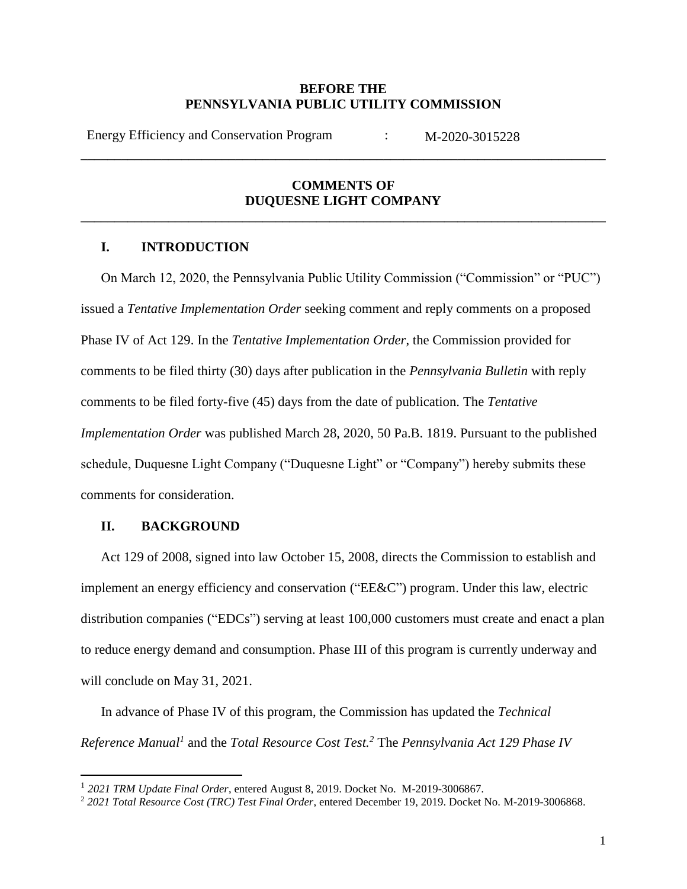**BEFORE THE**
**PENNSYLVANIA PUBLIC UTILITY COMMISSION**

| Energy Efficiency and Conservation Program | : | M-2020-3015228 |
|---|---|---|

---

**COMMENTS OF**
**DUQUESNE LIGHT COMPANY**

---

## I. INTRODUCTION

On March 12, 2020, the Pennsylvania Public Utility Commission ("Commission" or "PUC") issued a *Tentative Implementation Order* seeking comment and reply comments on a proposed Phase IV of Act 129. In the *Tentative Implementation Order*, the Commission provided for comments to be filed thirty (30) days after publication in the *Pennsylvania Bulletin* with reply comments to be filed forty-five (45) days from the date of publication. The *Tentative Implementation Order* was published March 28, 2020, 50 Pa.B. 1819. Pursuant to the published schedule, Duquesne Light Company ("Duquesne Light" or "Company") hereby submits these comments for consideration.

## II. BACKGROUND

Act 129 of 2008, signed into law October 15, 2008, directs the Commission to establish and implement an energy efficiency and conservation ("EE&C") program. Under this law, electric distribution companies ("EDCs") serving at least 100,000 customers must create and enact a plan to reduce energy demand and consumption. Phase III of this program is currently underway and will conclude on May 31, 2021.

In advance of Phase IV of this program, the Commission has updated the *Technical Reference Manual*[1] and the *Total Resource Cost Test*.[2] The *Pennsylvania Act 129 Phase IV*

---

[1] *2021 TRM Update Final Order*, entered August 8, 2019. Docket No. M-2019-3006867.

[2] *2021 Total Resource Cost (TRC) Test Final Order*, entered December 19, 2019. Docket No. M-2019-3006868.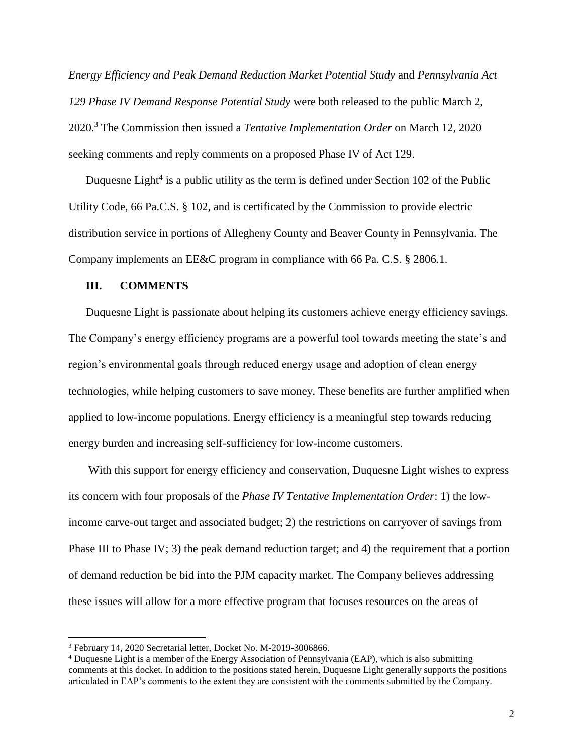*Energy Efficiency and Peak Demand Reduction Market Potential Study* and *Pennsylvania Act 129 Phase IV Demand Response Potential Study* were both released to the public March 2, 2020.[3] The Commission then issued a *Tentative Implementation Order* on March 12, 2020 seeking comments and reply comments on a proposed Phase IV of Act 129.

Duquesne Light[4] is a public utility as the term is defined under Section 102 of the Public Utility Code, 66 Pa.C.S. § 102, and is certificated by the Commission to provide electric distribution service in portions of Allegheny County and Beaver County in Pennsylvania. The Company implements an EE&C program in compliance with 66 Pa. C.S. § 2806.1.

## III. COMMENTS

Duquesne Light is passionate about helping its customers achieve energy efficiency savings. The Company's energy efficiency programs are a powerful tool towards meeting the state's and region's environmental goals through reduced energy usage and adoption of clean energy technologies, while helping customers to save money. These benefits are further amplified when applied to low-income populations. Energy efficiency is a meaningful step towards reducing energy burden and increasing self-sufficiency for low-income customers.

With this support for energy efficiency and conservation, Duquesne Light wishes to express its concern with four proposals of the *Phase IV Tentative Implementation Order*: 1) the low-income carve-out target and associated budget; 2) the restrictions on carryover of savings from Phase III to Phase IV; 3) the peak demand reduction target; and 4) the requirement that a portion of demand reduction be bid into the PJM capacity market. The Company believes addressing these issues will allow for a more effective program that focuses resources on the areas of

---

[3] February 14, 2020 Secretarial letter, Docket No. M-2019-3006866.

[4] Duquesne Light is a member of the Energy Association of Pennsylvania (EAP), which is also submitting comments at this docket. In addition to the positions stated herein, Duquesne Light generally supports the positions articulated in EAP's comments to the extent they are consistent with the comments submitted by the Company.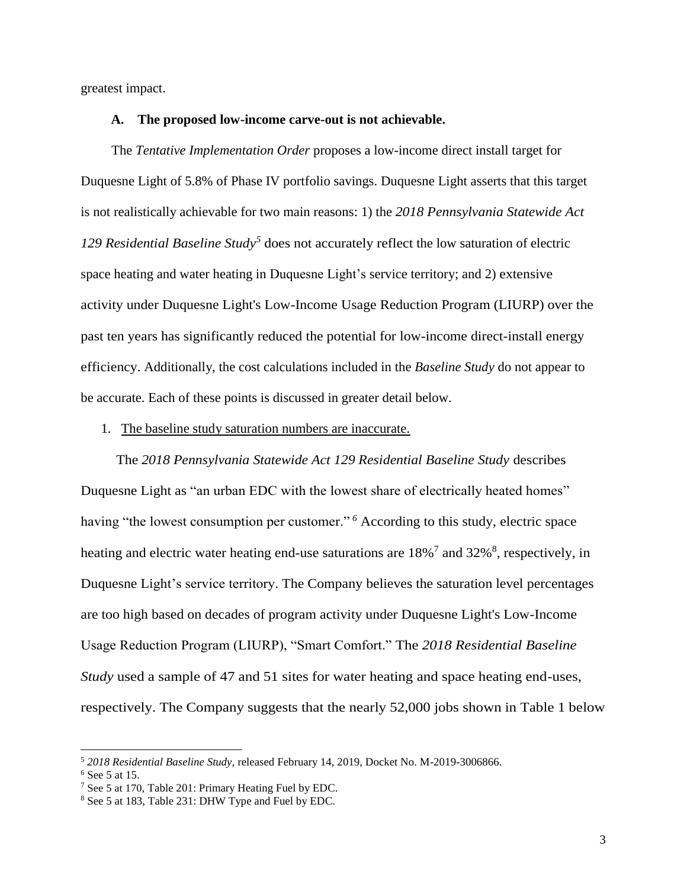greatest impact.

### A. The proposed low-income carve-out is not achievable.

The *Tentative Implementation Order* proposes a low-income direct install target for Duquesne Light of 5.8% of Phase IV portfolio savings. Duquesne Light asserts that this target is not realistically achievable for two main reasons: 1) the *2018 Pennsylvania Statewide Act 129 Residential Baseline Study*[5] does not accurately reflect the low saturation of electric space heating and water heating in Duquesne Light's service territory; and 2) extensive activity under Duquesne Light's Low-Income Usage Reduction Program (LIURP) over the past ten years has significantly reduced the potential for low-income direct-install energy efficiency. Additionally, the cost calculations included in the *Baseline Study* do not appear to be accurate. Each of these points is discussed in greater detail below.

1. The baseline study saturation numbers are inaccurate.

The *2018 Pennsylvania Statewide Act 129 Residential Baseline Study* describes Duquesne Light as "an urban EDC with the lowest share of electrically heated homes" having "the lowest consumption per customer."[6] According to this study, electric space heating and electric water heating end-use saturations are 18%[7] and 32%[8], respectively, in Duquesne Light's service territory. The Company believes the saturation level percentages are too high based on decades of program activity under Duquesne Light's Low-Income Usage Reduction Program (LIURP), "Smart Comfort." The *2018 Residential Baseline Study* used a sample of 47 and 51 sites for water heating and space heating end-uses, respectively. The Company suggests that the nearly 52,000 jobs shown in Table 1 below

---

[5] *2018 Residential Baseline Study,* released February 14, 2019, Docket No. M-2019-3006866.

[6] See 5 at 15.

[7] See 5 at 170, Table 201: Primary Heating Fuel by EDC.

[8] See 5 at 183, Table 231: DHW Type and Fuel by EDC.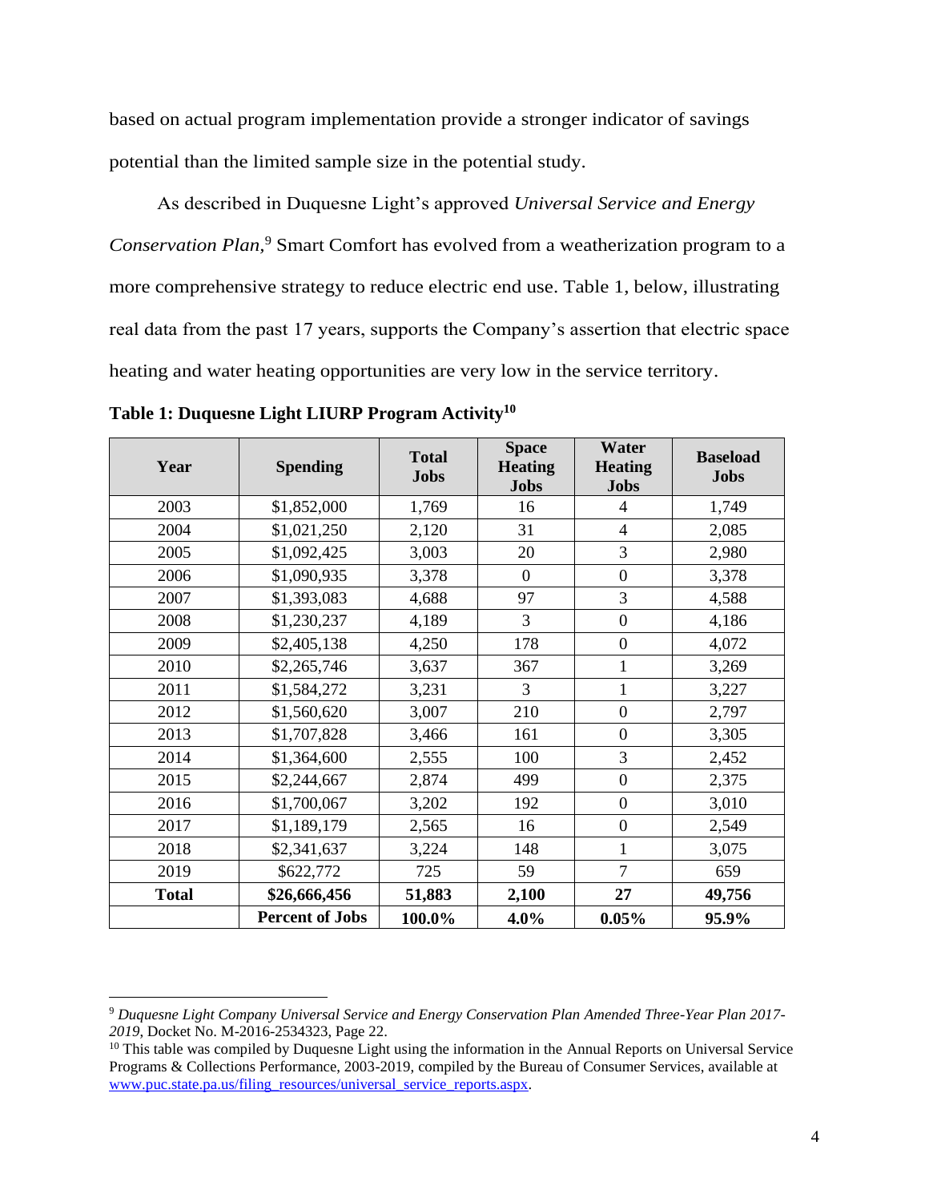based on actual program implementation provide a stronger indicator of savings potential than the limited sample size in the potential study.

As described in Duquesne Light's approved *Universal Service and Energy Conservation Plan,*[9] Smart Comfort has evolved from a weatherization program to a more comprehensive strategy to reduce electric end use. Table 1, below, illustrating real data from the past 17 years, supports the Company's assertion that electric space heating and water heating opportunities are very low in the service territory.

**Table 1: Duquesne Light LIURP Program Activity[10]**

| Year | Spending | Total Jobs | Space Heating Jobs | Water Heating Jobs | Baseload Jobs |
|---|---|---|---|---|---|
| 2003 | $1,852,000 | 1,769 | 16 | 4 | 1,749 |
| 2004 | $1,021,250 | 2,120 | 31 | 4 | 2,085 |
| 2005 | $1,092,425 | 3,003 | 20 | 3 | 2,980 |
| 2006 | $1,090,935 | 3,378 | 0 | 0 | 3,378 |
| 2007 | $1,393,083 | 4,688 | 97 | 3 | 4,588 |
| 2008 | $1,230,237 | 4,189 | 3 | 0 | 4,186 |
| 2009 | $2,405,138 | 4,250 | 178 | 0 | 4,072 |
| 2010 | $2,265,746 | 3,637 | 367 | 1 | 3,269 |
| 2011 | $1,584,272 | 3,231 | 3 | 1 | 3,227 |
| 2012 | $1,560,620 | 3,007 | 210 | 0 | 2,797 |
| 2013 | $1,707,828 | 3,466 | 161 | 0 | 3,305 |
| 2014 | $1,364,600 | 2,555 | 100 | 3 | 2,452 |
| 2015 | $2,244,667 | 2,874 | 499 | 0 | 2,375 |
| 2016 | $1,700,067 | 3,202 | 192 | 0 | 3,010 |
| 2017 | $1,189,179 | 2,565 | 16 | 0 | 2,549 |
| 2018 | $2,341,637 | 3,224 | 148 | 1 | 3,075 |
| 2019 | $622,772 | 725 | 59 | 7 | 659 |
| **Total** | **$26,666,456** | **51,883** | **2,100** | **27** | **49,756** |
| | **Percent of Jobs** | **100.0%** | **4.0%** | **0.05%** | **95.9%** |

---

[9] *Duquesne Light Company Universal Service and Energy Conservation Plan Amended Three-Year Plan 2017-2019*, Docket No. M-2016-2534323, Page 22.

[10] This table was compiled by Duquesne Light using the information in the Annual Reports on Universal Service Programs & Collections Performance, 2003-2019, compiled by the Bureau of Consumer Services, available at www.puc.state.pa.us/filing_resources/universal_service_reports.aspx.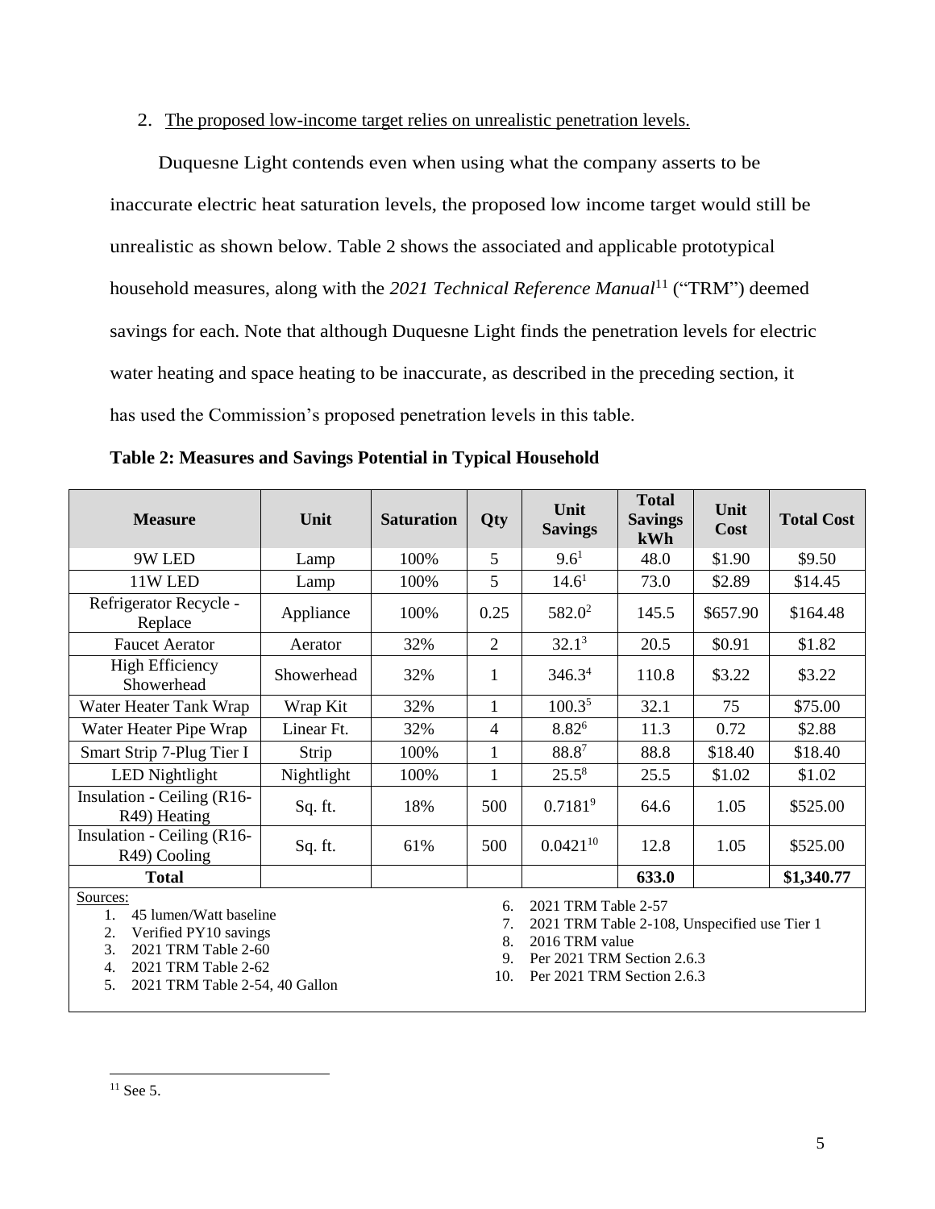2. <u>The proposed low-income target relies on unrealistic penetration levels.</u>

Duquesne Light contends even when using what the company asserts to be inaccurate electric heat saturation levels, the proposed low income target would still be unrealistic as shown below. Table 2 shows the associated and applicable prototypical household measures, along with the *2021 Technical Reference Manual*[11] ("TRM") deemed savings for each. Note that although Duquesne Light finds the penetration levels for electric water heating and space heating to be inaccurate, as described in the preceding section, it has used the Commission's proposed penetration levels in this table.

**Table 2: Measures and Savings Potential in Typical Household**

| Measure | Unit | Saturation | Qty | Unit Savings | Total Savings kWh | Unit Cost | Total Cost |
|---|---|---|---|---|---|---|---|
| 9W LED | Lamp | 100% | 5 | 9.6[1] | 48.0 | $1.90 | $9.50 |
| 11W LED | Lamp | 100% | 5 | 14.6[1] | 73.0 | $2.89 | $14.45 |
| Refrigerator Recycle - Replace | Appliance | 100% | 0.25 | 582.0[2] | 145.5 | $657.90 | $164.48 |
| Faucet Aerator | Aerator | 32% | 2 | 32.1[3] | 20.5 | $0.91 | $1.82 |
| High Efficiency Showerhead | Showerhead | 32% | 1 | 346.3[4] | 110.8 | $3.22 | $3.22 |
| Water Heater Tank Wrap | Wrap Kit | 32% | 1 | 100.3[5] | 32.1 | 75 | $75.00 |
| Water Heater Pipe Wrap | Linear Ft. | 32% | 4 | 8.82[6] | 11.3 | 0.72 | $2.88 |
| Smart Strip 7-Plug Tier I | Strip | 100% | 1 | 88.8[7] | 88.8 | $18.40 | $18.40 |
| LED Nightlight | Nightlight | 100% | 1 | 25.5[8] | 25.5 | $1.02 | $1.02 |
| Insulation - Ceiling (R16-R49) Heating | Sq. ft. | 18% | 500 | 0.7181[9] | 64.6 | 1.05 | $525.00 |
| Insulation - Ceiling (R16-R49) Cooling | Sq. ft. | 61% | 500 | 0.0421[10] | 12.8 | 1.05 | $525.00 |
| **Total** | | | | | **633.0** | | **$1,340.77** |

Sources:

1. 45 lumen/Watt baseline
2. Verified PY10 savings
3. 2021 TRM Table 2-60
4. 2021 TRM Table 2-62
5. 2021 TRM Table 2-54, 40 Gallon
6. 2021 TRM Table 2-57
7. 2021 TRM Table 2-108, Unspecified use Tier 1
8. 2016 TRM value
9. Per 2021 TRM Section 2.6.3
10. Per 2021 TRM Section 2.6.3

[11] See 5.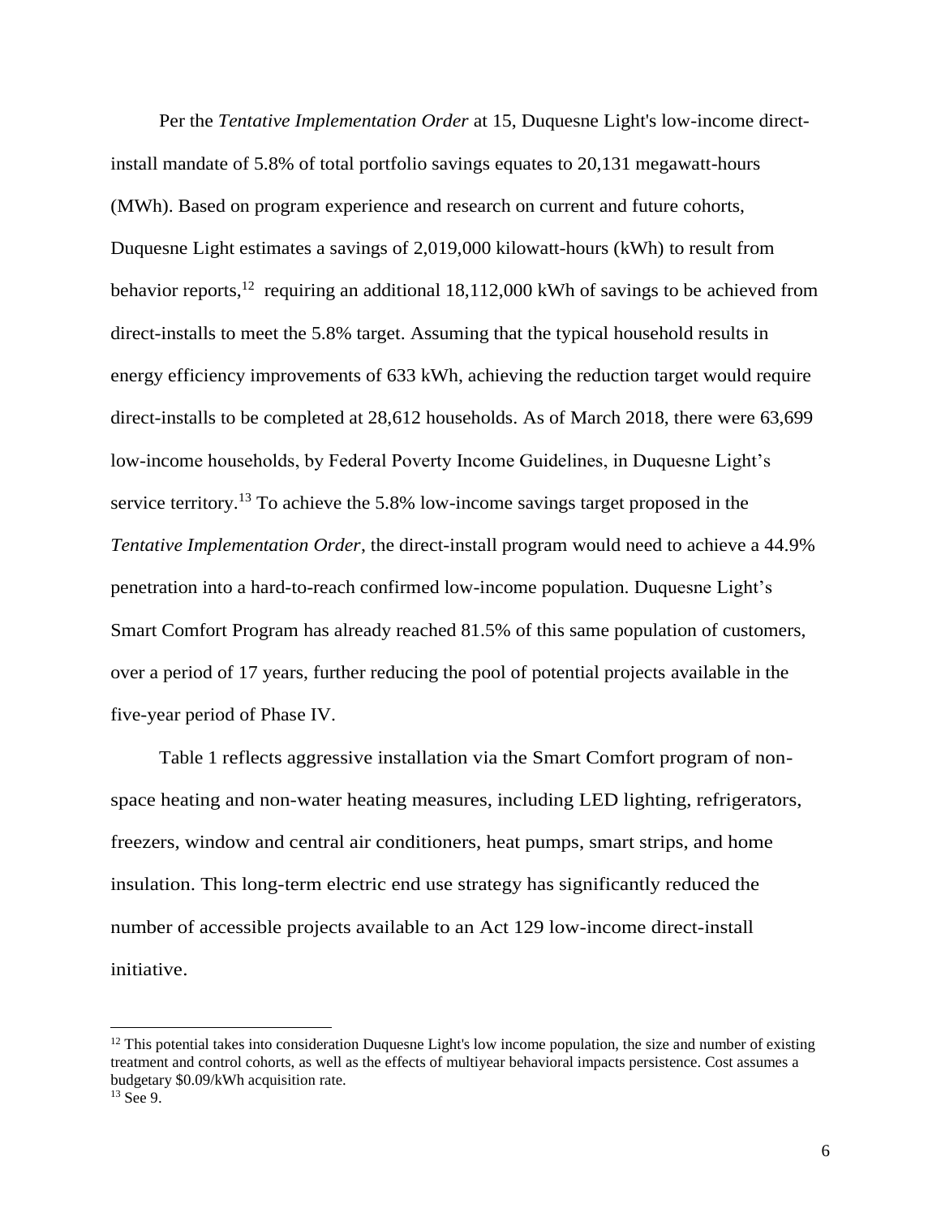Per the *Tentative Implementation Order* at 15, Duquesne Light's low-income direct-install mandate of 5.8% of total portfolio savings equates to 20,131 megawatt-hours (MWh). Based on program experience and research on current and future cohorts, Duquesne Light estimates a savings of 2,019,000 kilowatt-hours (kWh) to result from behavior reports,[12] requiring an additional 18,112,000 kWh of savings to be achieved from direct-installs to meet the 5.8% target. Assuming that the typical household results in energy efficiency improvements of 633 kWh, achieving the reduction target would require direct-installs to be completed at 28,612 households. As of March 2018, there were 63,699 low-income households, by Federal Poverty Income Guidelines, in Duquesne Light's service territory.[13] To achieve the 5.8% low-income savings target proposed in the *Tentative Implementation Order*, the direct-install program would need to achieve a 44.9% penetration into a hard-to-reach confirmed low-income population. Duquesne Light's Smart Comfort Program has already reached 81.5% of this same population of customers, over a period of 17 years, further reducing the pool of potential projects available in the five-year period of Phase IV.

Table 1 reflects aggressive installation via the Smart Comfort program of non-space heating and non-water heating measures, including LED lighting, refrigerators, freezers, window and central air conditioners, heat pumps, smart strips, and home insulation. This long-term electric end use strategy has significantly reduced the number of accessible projects available to an Act 129 low-income direct-install initiative.

---

[12] This potential takes into consideration Duquesne Light's low income population, the size and number of existing treatment and control cohorts, as well as the effects of multiyear behavioral impacts persistence. Cost assumes a budgetary $0.09/kWh acquisition rate.

[13] See 9.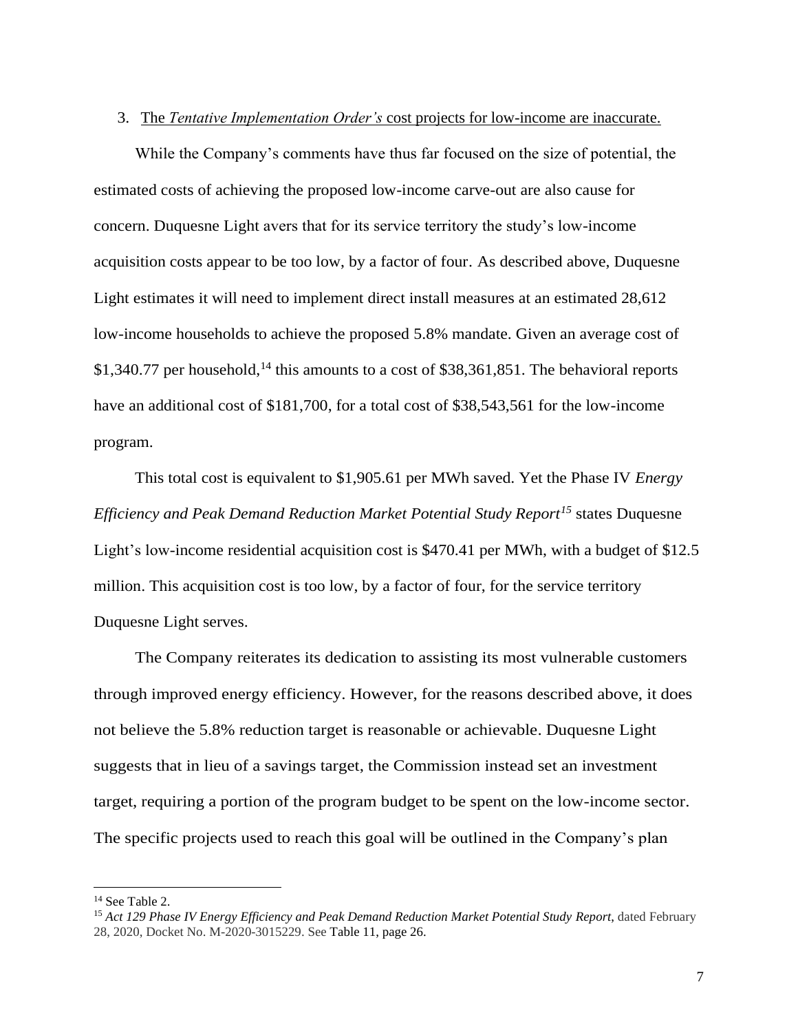3. <u>The *Tentative Implementation Order's* cost projects for low-income are inaccurate.</u>

While the Company's comments have thus far focused on the size of potential, the estimated costs of achieving the proposed low-income carve-out are also cause for concern. Duquesne Light avers that for its service territory the study's low-income acquisition costs appear to be too low, by a factor of four. As described above, Duquesne Light estimates it will need to implement direct install measures at an estimated 28,612 low-income households to achieve the proposed 5.8% mandate. Given an average cost of $1,340.77 per household,[14] this amounts to a cost of $38,361,851. The behavioral reports have an additional cost of $181,700, for a total cost of $38,543,561 for the low-income program.

This total cost is equivalent to $1,905.61 per MWh saved. Yet the Phase IV *Energy Efficiency and Peak Demand Reduction Market Potential Study Report*[15] states Duquesne Light's low-income residential acquisition cost is $470.41 per MWh, with a budget of $12.5 million. This acquisition cost is too low, by a factor of four, for the service territory Duquesne Light serves.

The Company reiterates its dedication to assisting its most vulnerable customers through improved energy efficiency. However, for the reasons described above, it does not believe the 5.8% reduction target is reasonable or achievable. Duquesne Light suggests that in lieu of a savings target, the Commission instead set an investment target, requiring a portion of the program budget to be spent on the low-income sector. The specific projects used to reach this goal will be outlined in the Company's plan

---

[14] See Table 2.

[15] *Act 129 Phase IV Energy Efficiency and Peak Demand Reduction Market Potential Study Report*, dated February 28, 2020, Docket No. M-2020-3015229. See Table 11, page 26.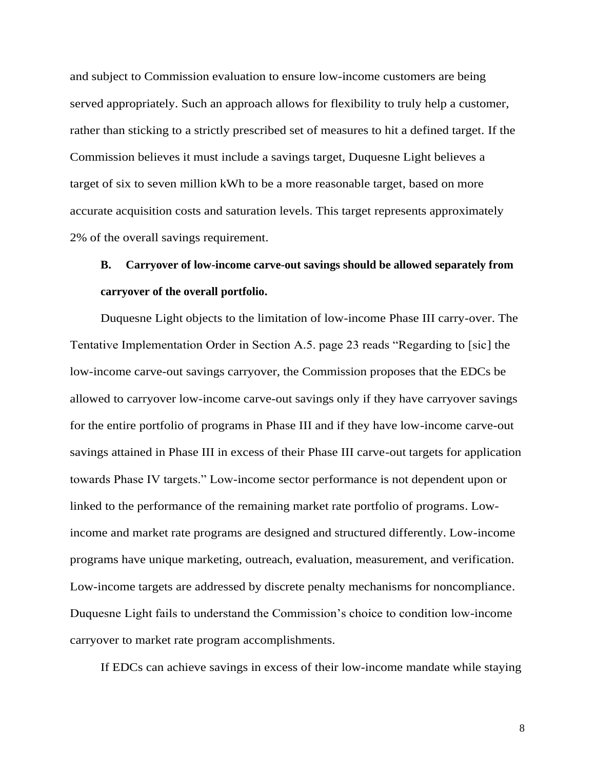and subject to Commission evaluation to ensure low-income customers are being served appropriately. Such an approach allows for flexibility to truly help a customer, rather than sticking to a strictly prescribed set of measures to hit a defined target. If the Commission believes it must include a savings target, Duquesne Light believes a target of six to seven million kWh to be a more reasonable target, based on more accurate acquisition costs and saturation levels. This target represents approximately 2% of the overall savings requirement.

**B. Carryover of low-income carve-out savings should be allowed separately from carryover of the overall portfolio.**

Duquesne Light objects to the limitation of low-income Phase III carry-over. The Tentative Implementation Order in Section A.5. page 23 reads "Regarding to [sic] the low-income carve-out savings carryover, the Commission proposes that the EDCs be allowed to carryover low-income carve-out savings only if they have carryover savings for the entire portfolio of programs in Phase III and if they have low-income carve-out savings attained in Phase III in excess of their Phase III carve-out targets for application towards Phase IV targets." Low-income sector performance is not dependent upon or linked to the performance of the remaining market rate portfolio of programs. Low-income and market rate programs are designed and structured differently. Low-income programs have unique marketing, outreach, evaluation, measurement, and verification. Low-income targets are addressed by discrete penalty mechanisms for noncompliance. Duquesne Light fails to understand the Commission's choice to condition low-income carryover to market rate program accomplishments.

If EDCs can achieve savings in excess of their low-income mandate while staying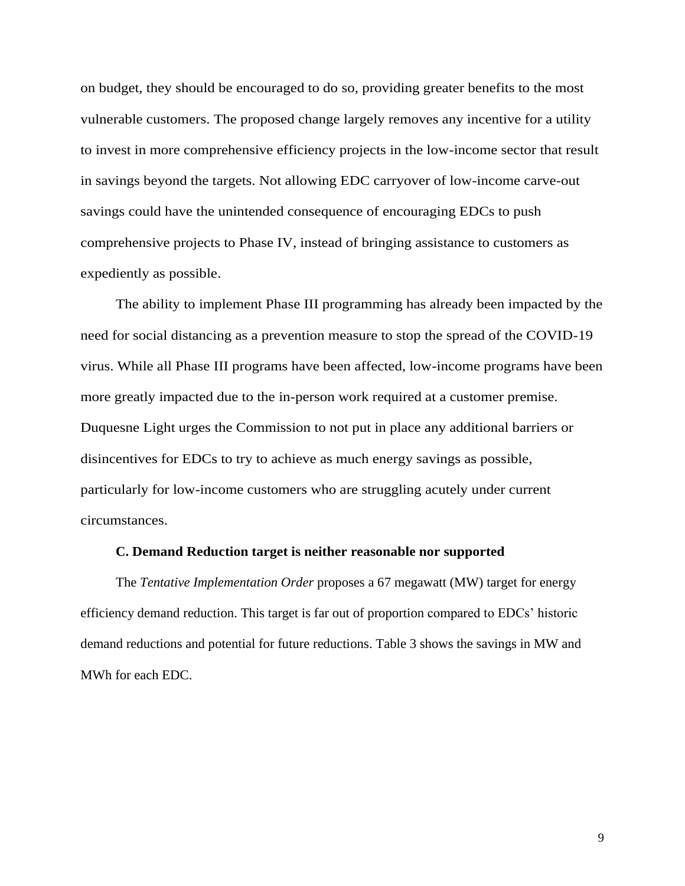on budget, they should be encouraged to do so, providing greater benefits to the most vulnerable customers. The proposed change largely removes any incentive for a utility to invest in more comprehensive efficiency projects in the low-income sector that result in savings beyond the targets. Not allowing EDC carryover of low-income carve-out savings could have the unintended consequence of encouraging EDCs to push comprehensive projects to Phase IV, instead of bringing assistance to customers as expediently as possible.

The ability to implement Phase III programming has already been impacted by the need for social distancing as a prevention measure to stop the spread of the COVID-19 virus. While all Phase III programs have been affected, low-income programs have been more greatly impacted due to the in-person work required at a customer premise. Duquesne Light urges the Commission to not put in place any additional barriers or disincentives for EDCs to try to achieve as much energy savings as possible, particularly for low-income customers who are struggling acutely under current circumstances.

### C. Demand Reduction target is neither reasonable nor supported

The *Tentative Implementation Order* proposes a 67 megawatt (MW) target for energy efficiency demand reduction. This target is far out of proportion compared to EDCs' historic demand reductions and potential for future reductions. Table 3 shows the savings in MW and MWh for each EDC.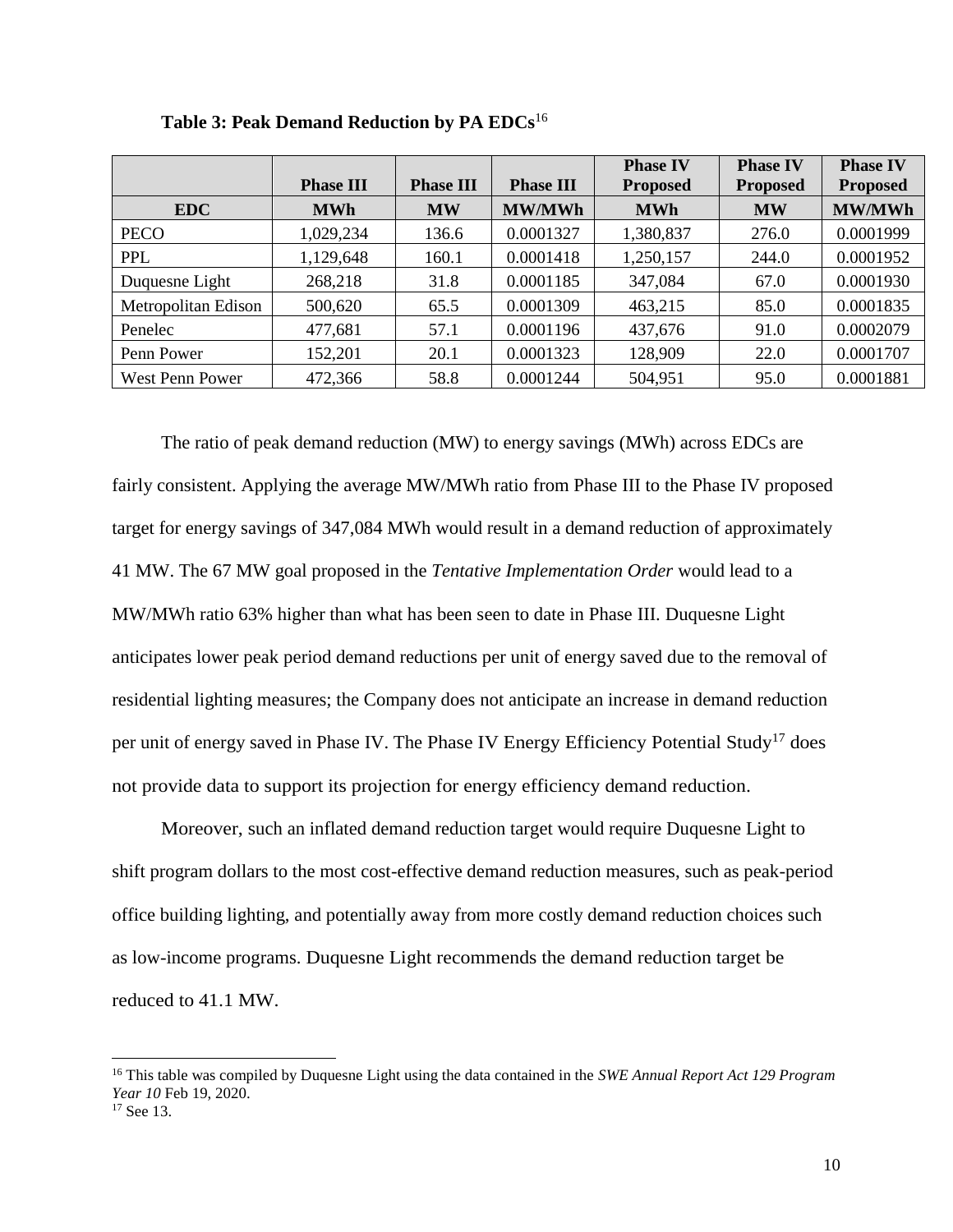**Table 3: Peak Demand Reduction by PA EDCs**[16]

| | Phase III | Phase III | Phase III | Phase IV Proposed | Phase IV Proposed | Phase IV Proposed |
|---|---|---|---|---|---|---|
| **EDC** | **MWh** | **MW** | **MW/MWh** | **MWh** | **MW** | **MW/MWh** |
| PECO | 1,029,234 | 136.6 | 0.0001327 | 1,380,837 | 276.0 | 0.0001999 |
| PPL | 1,129,648 | 160.1 | 0.0001418 | 1,250,157 | 244.0 | 0.0001952 |
| Duquesne Light | 268,218 | 31.8 | 0.0001185 | 347,084 | 67.0 | 0.0001930 |
| Metropolitan Edison | 500,620 | 65.5 | 0.0001309 | 463,215 | 85.0 | 0.0001835 |
| Penelec | 477,681 | 57.1 | 0.0001196 | 437,676 | 91.0 | 0.0002079 |
| Penn Power | 152,201 | 20.1 | 0.0001323 | 128,909 | 22.0 | 0.0001707 |
| West Penn Power | 472,366 | 58.8 | 0.0001244 | 504,951 | 95.0 | 0.0001881 |

The ratio of peak demand reduction (MW) to energy savings (MWh) across EDCs are fairly consistent. Applying the average MW/MWh ratio from Phase III to the Phase IV proposed target for energy savings of 347,084 MWh would result in a demand reduction of approximately 41 MW. The 67 MW goal proposed in the *Tentative Implementation Order* would lead to a MW/MWh ratio 63% higher than what has been seen to date in Phase III. Duquesne Light anticipates lower peak period demand reductions per unit of energy saved due to the removal of residential lighting measures; the Company does not anticipate an increase in demand reduction per unit of energy saved in Phase IV. The Phase IV Energy Efficiency Potential Study[17] does not provide data to support its projection for energy efficiency demand reduction.

Moreover, such an inflated demand reduction target would require Duquesne Light to shift program dollars to the most cost-effective demand reduction measures, such as peak-period office building lighting, and potentially away from more costly demand reduction choices such as low-income programs. Duquesne Light recommends the demand reduction target be reduced to 41.1 MW.

---

[16] This table was compiled by Duquesne Light using the data contained in the *SWE Annual Report Act 129 Program Year 10* Feb 19, 2020.

[17] See 13.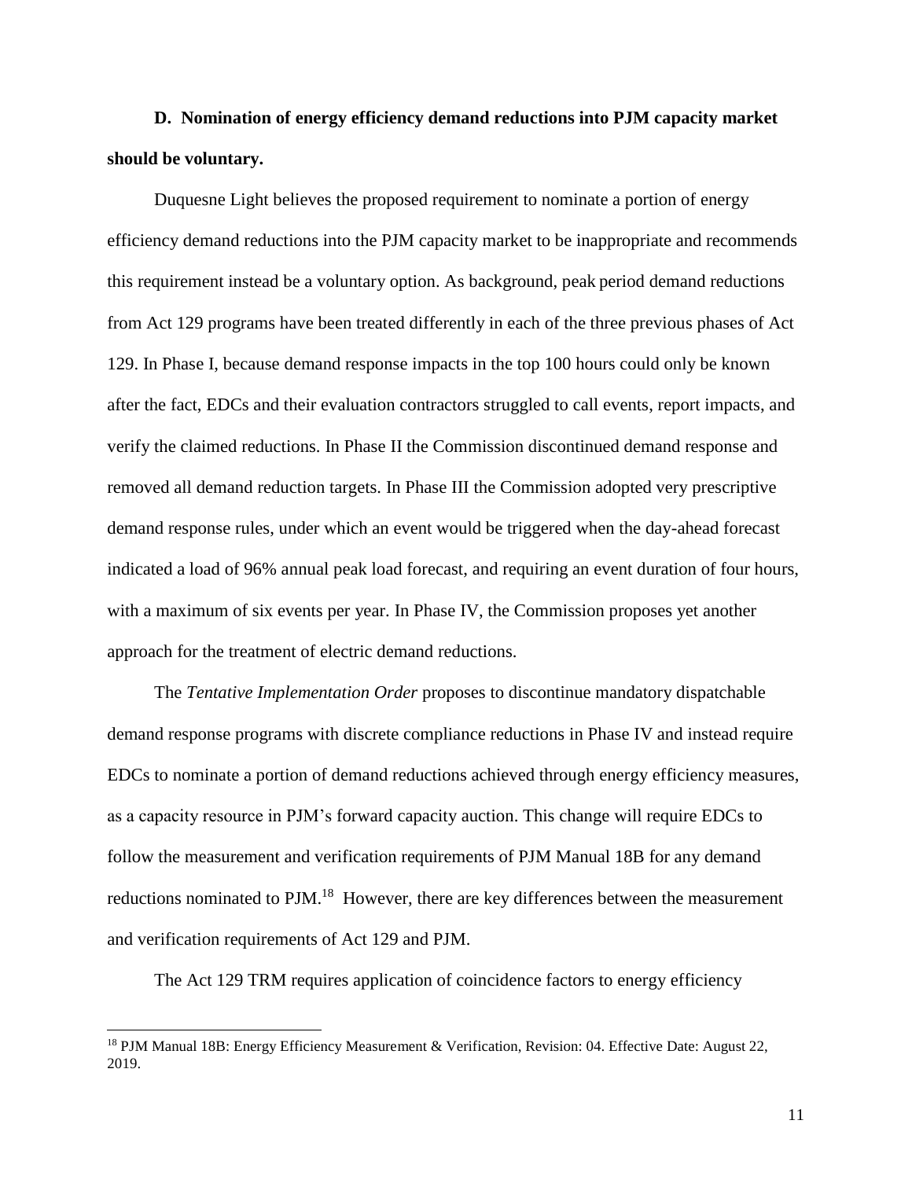**D. Nomination of energy efficiency demand reductions into PJM capacity market should be voluntary.**

Duquesne Light believes the proposed requirement to nominate a portion of energy efficiency demand reductions into the PJM capacity market to be inappropriate and recommends this requirement instead be a voluntary option. As background, peak period demand reductions from Act 129 programs have been treated differently in each of the three previous phases of Act 129. In Phase I, because demand response impacts in the top 100 hours could only be known after the fact, EDCs and their evaluation contractors struggled to call events, report impacts, and verify the claimed reductions. In Phase II the Commission discontinued demand response and removed all demand reduction targets. In Phase III the Commission adopted very prescriptive demand response rules, under which an event would be triggered when the day-ahead forecast indicated a load of 96% annual peak load forecast, and requiring an event duration of four hours, with a maximum of six events per year. In Phase IV, the Commission proposes yet another approach for the treatment of electric demand reductions.

The *Tentative Implementation Order* proposes to discontinue mandatory dispatchable demand response programs with discrete compliance reductions in Phase IV and instead require EDCs to nominate a portion of demand reductions achieved through energy efficiency measures, as a capacity resource in PJM's forward capacity auction. This change will require EDCs to follow the measurement and verification requirements of PJM Manual 18B for any demand reductions nominated to PJM.[18] However, there are key differences between the measurement and verification requirements of Act 129 and PJM.

The Act 129 TRM requires application of coincidence factors to energy efficiency

[18] PJM Manual 18B: Energy Efficiency Measurement & Verification, Revision: 04. Effective Date: August 22, 2019.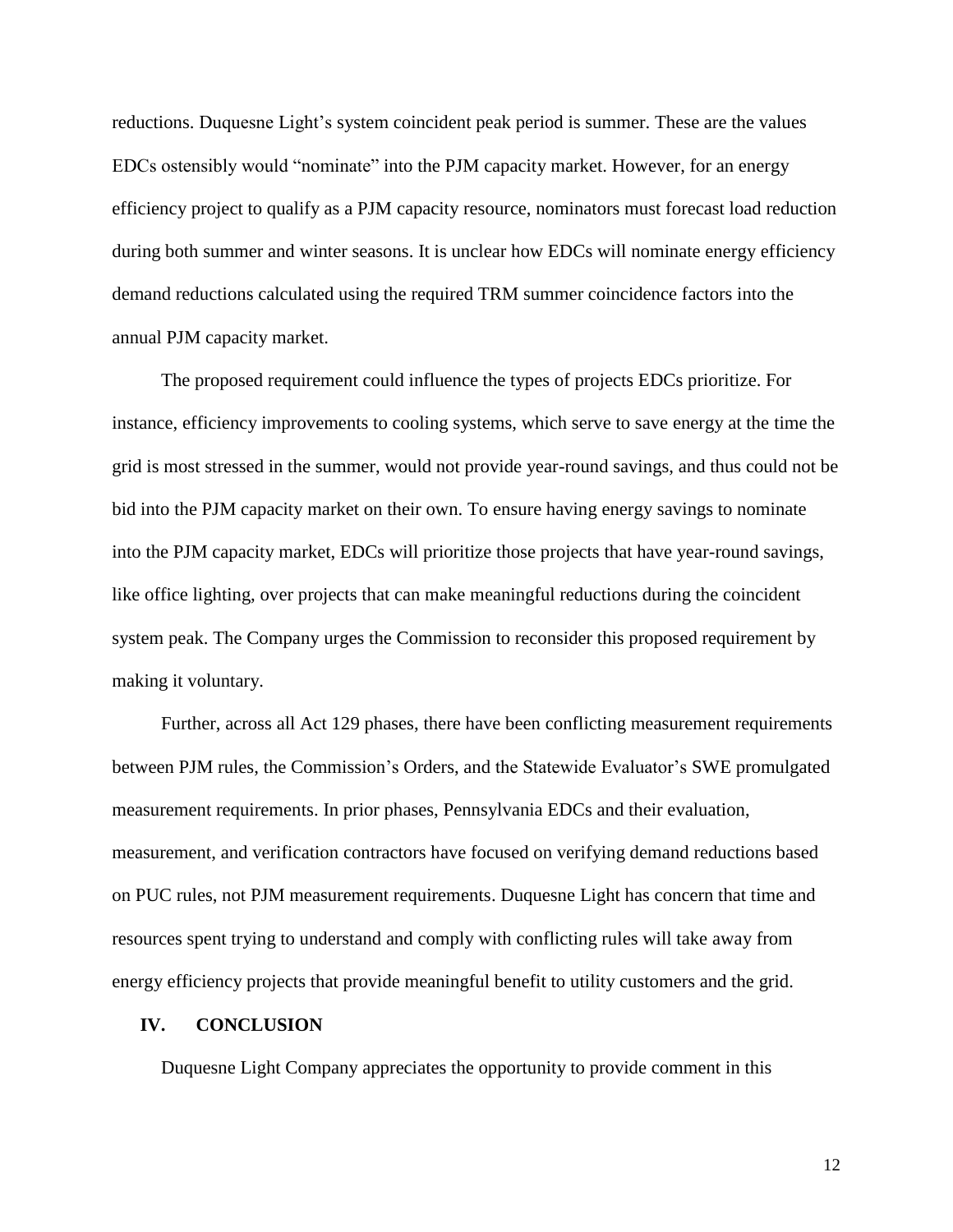reductions. Duquesne Light's system coincident peak period is summer. These are the values EDCs ostensibly would "nominate" into the PJM capacity market. However, for an energy efficiency project to qualify as a PJM capacity resource, nominators must forecast load reduction during both summer and winter seasons. It is unclear how EDCs will nominate energy efficiency demand reductions calculated using the required TRM summer coincidence factors into the annual PJM capacity market.

The proposed requirement could influence the types of projects EDCs prioritize. For instance, efficiency improvements to cooling systems, which serve to save energy at the time the grid is most stressed in the summer, would not provide year-round savings, and thus could not be bid into the PJM capacity market on their own. To ensure having energy savings to nominate into the PJM capacity market, EDCs will prioritize those projects that have year-round savings, like office lighting, over projects that can make meaningful reductions during the coincident system peak. The Company urges the Commission to reconsider this proposed requirement by making it voluntary.

Further, across all Act 129 phases, there have been conflicting measurement requirements between PJM rules, the Commission's Orders, and the Statewide Evaluator's SWE promulgated measurement requirements. In prior phases, Pennsylvania EDCs and their evaluation, measurement, and verification contractors have focused on verifying demand reductions based on PUC rules, not PJM measurement requirements. Duquesne Light has concern that time and resources spent trying to understand and comply with conflicting rules will take away from energy efficiency projects that provide meaningful benefit to utility customers and the grid.

## IV. CONCLUSION

Duquesne Light Company appreciates the opportunity to provide comment in this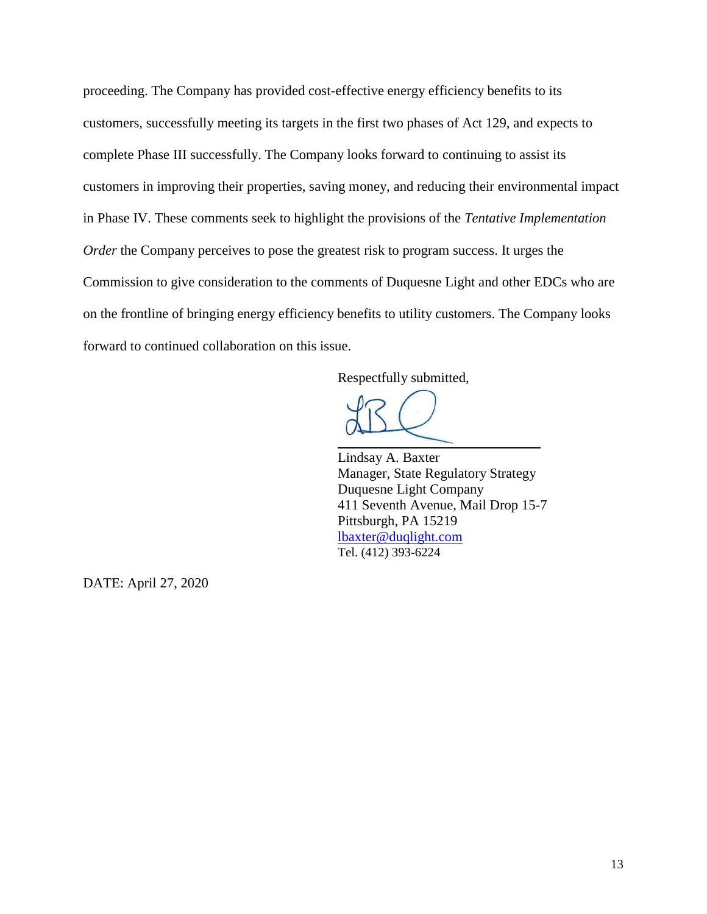proceeding. The Company has provided cost-effective energy efficiency benefits to its customers, successfully meeting its targets in the first two phases of Act 129, and expects to complete Phase III successfully. The Company looks forward to continuing to assist its customers in improving their properties, saving money, and reducing their environmental impact in Phase IV. These comments seek to highlight the provisions of the *Tentative Implementation Order* the Company perceives to pose the greatest risk to program success. It urges the Commission to give consideration to the comments of Duquesne Light and other EDCs who are on the frontline of bringing energy efficiency benefits to utility customers. The Company looks forward to continued collaboration on this issue.

Respectfully submitted,

Lindsay A. Baxter
Manager, State Regulatory Strategy
Duquesne Light Company
411 Seventh Avenue, Mail Drop 15-7
Pittsburgh, PA 15219
lbaxter@duqlight.com
Tel. (412) 393-6224

DATE: April 27, 2020